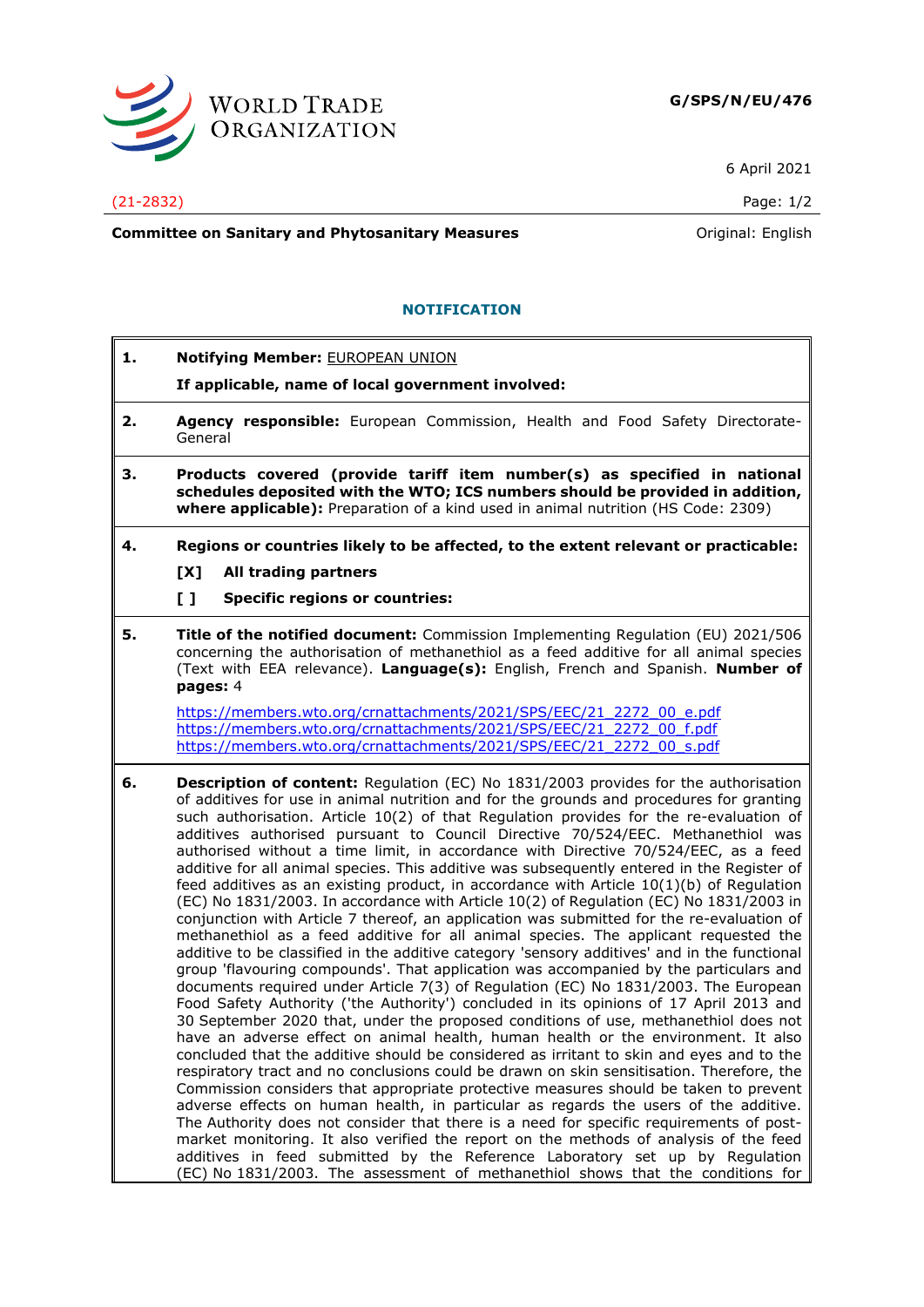G/SPS/N/EU/476

6 April 2021

(21-2832)

**Committee on Sanitary and Phytosanitary Measures** Original: English

## NOTIFICATION

**1. Notifying Member:** EUROPEAN UNION

**If applicable, name of local government involved:**

**2. Agency responsible:** European Commission, Health and Food Safety Directorate-General

**3. Products covered (provide tariff item number(s) as specified in national schedules deposited with the WTO; ICS numbers should be provided in addition, where applicable):** Preparation of a kind used in animal nutrition (HS Code: 2309)

**4. Regions or countries likely to be affected, to the extent relevant or practicable:**

**[X] All trading partners**

**[ ] Specific regions or countries:**

**5. Title of the notified document:** Commission Implementing Regulation (EU) 2021/506 concerning the authorisation of methanethiol as a feed additive for all animal species (Text with EEA relevance). **Language(s):** English, French and Spanish. **Number of pages:** 4

https://members.wto.org/crnattachments/2021/SPS/EEC/21_2272_00_e.pdf
https://members.wto.org/crnattachments/2021/SPS/EEC/21_2272_00_f.pdf
https://members.wto.org/crnattachments/2021/SPS/EEC/21_2272_00_s.pdf

**6. Description of content:** Regulation (EC) No 1831/2003 provides for the authorisation of additives for use in animal nutrition and for the grounds and procedures for granting such authorisation. Article 10(2) of that Regulation provides for the re-evaluation of additives authorised pursuant to Council Directive 70/524/EEC. Methanethiol was authorised without a time limit, in accordance with Directive 70/524/EEC, as a feed additive for all animal species. This additive was subsequently entered in the Register of feed additives as an existing product, in accordance with Article 10(1)(b) of Regulation (EC) No 1831/2003. In accordance with Article 10(2) of Regulation (EC) No 1831/2003 in conjunction with Article 7 thereof, an application was submitted for the re-evaluation of methanethiol as a feed additive for all animal species. The applicant requested the additive to be classified in the additive category 'sensory additives' and in the functional group 'flavouring compounds'. That application was accompanied by the particulars and documents required under Article 7(3) of Regulation (EC) No 1831/2003. The European Food Safety Authority ('the Authority') concluded in its opinions of 17 April 2013 and 30 September 2020 that, under the proposed conditions of use, methanethiol does not have an adverse effect on animal health, human health or the environment. It also concluded that the additive should be considered as irritant to skin and eyes and to the respiratory tract and no conclusions could be drawn on skin sensitisation. Therefore, the Commission considers that appropriate protective measures should be taken to prevent adverse effects on human health, in particular as regards the users of the additive. The Authority does not consider that there is a need for specific requirements of post-market monitoring. It also verified the report on the methods of analysis of the feed additives in feed submitted by the Reference Laboratory set up by Regulation (EC) No 1831/2003. The assessment of methanethiol shows that the conditions for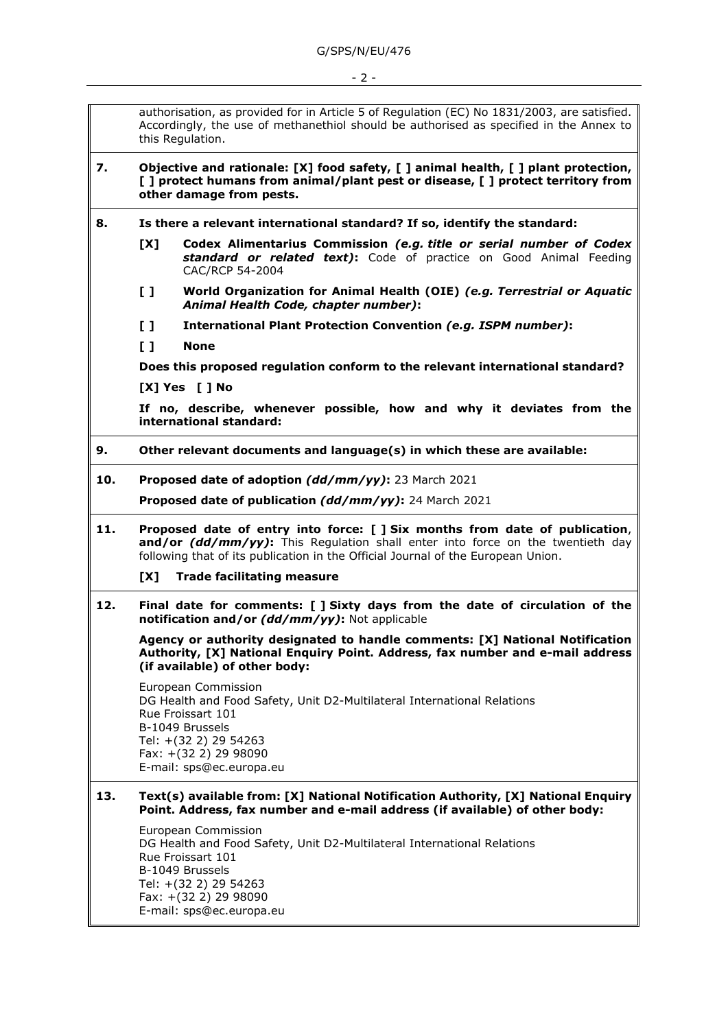authorisation, as provided for in Article 5 of Regulation (EC) No 1831/2003, are satisfied. Accordingly, the use of methanethiol should be authorised as specified in the Annex to this Regulation.

**7. Objective and rationale: [X] food safety, [ ] animal health, [ ] plant protection, [ ] protect humans from animal/plant pest or disease, [ ] protect territory from other damage from pests.**

**8. Is there a relevant international standard? If so, identify the standard:**

**[X] Codex Alimentarius Commission** ***(e.g. title or serial number of Codex standard or related text)*****:** Code of practice on Good Animal Feeding CAC/RCP 54-2004

**[ ] World Organization for Animal Health (OIE)** ***(e.g. Terrestrial or Aquatic Animal Health Code, chapter number)*****:**

**[ ] International Plant Protection Convention** ***(e.g. ISPM number)*****:**

**[ ] None**

**Does this proposed regulation conform to the relevant international standard?**

**[X] Yes [ ] No**

**If no, describe, whenever possible, how and why it deviates from the international standard:**

**9. Other relevant documents and language(s) in which these are available:**

**10. Proposed date of adoption** ***(dd/mm/yy)*****:** 23 March 2021

**Proposed date of publication** ***(dd/mm/yy)*****:** 24 March 2021

**11. Proposed date of entry into force: [ ] Six months from date of publication**, **and/or** ***(dd/mm/yy)*****:** This Regulation shall enter into force on the twentieth day following that of its publication in the Official Journal of the European Union.

**[X] Trade facilitating measure**

**12. Final date for comments: [ ] Sixty days from the date of circulation of the notification and/or** ***(dd/mm/yy)*****:** Not applicable

**Agency or authority designated to handle comments: [X] National Notification Authority, [X] National Enquiry Point. Address, fax number and e-mail address (if available) of other body:**

European Commission
DG Health and Food Safety, Unit D2-Multilateral International Relations
Rue Froissart 101
B-1049 Brussels
Tel: +(32 2) 29 54263
Fax: +(32 2) 29 98090
E-mail: sps@ec.europa.eu

**13. Text(s) available from: [X] National Notification Authority, [X] National Enquiry Point. Address, fax number and e-mail address (if available) of other body:**

European Commission
DG Health and Food Safety, Unit D2-Multilateral International Relations
Rue Froissart 101
B-1049 Brussels
Tel: +(32 2) 29 54263
Fax: +(32 2) 29 98090
E-mail: sps@ec.europa.eu